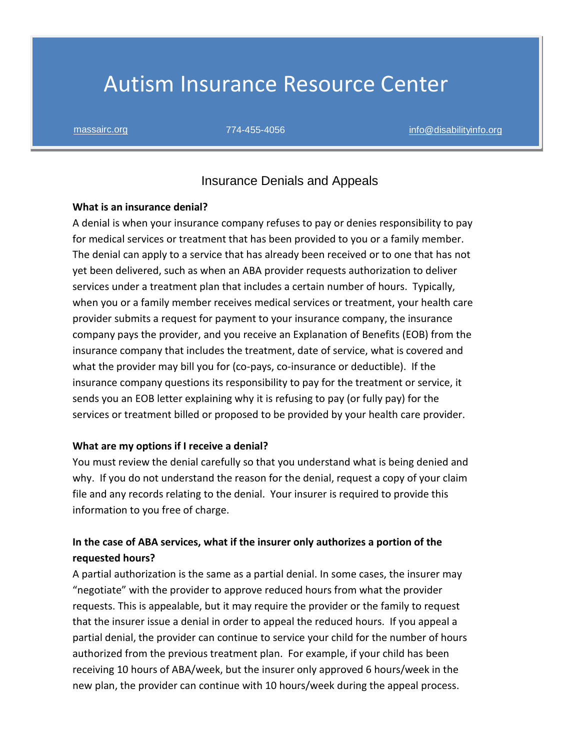# Autism Insurance Resource Center

massairc.org 774-455-4056 info@disabilityinfo.org

## Insurance Denials and Appeals

**What is an insurance denial?**

A denial is when your insurance company refuses to pay or denies responsibility to pay for medical services or treatment that has been provided to you or a family member. The denial can apply to a service that has already been received or to one that has not yet been delivered, such as when an ABA provider requests authorization to deliver services under a treatment plan that includes a certain number of hours. Typically, when you or a family member receives medical services or treatment, your health care provider submits a request for payment to your insurance company, the insurance company pays the provider, and you receive an Explanation of Benefits (EOB) from the insurance company that includes the treatment, date of service, what is covered and what the provider may bill you for (co-pays, co-insurance or deductible). If the insurance company questions its responsibility to pay for the treatment or service, it sends you an EOB letter explaining why it is refusing to pay (or fully pay) for the services or treatment billed or proposed to be provided by your health care provider.

**What are my options if I receive a denial?**

You must review the denial carefully so that you understand what is being denied and why. If you do not understand the reason for the denial, request a copy of your claim file and any records relating to the denial. Your insurer is required to provide this information to you free of charge.

**In the case of ABA services, what if the insurer only authorizes a portion of the requested hours?**

A partial authorization is the same as a partial denial. In some cases, the insurer may "negotiate" with the provider to approve reduced hours from what the provider requests. This is appealable, but it may require the provider or the family to request that the insurer issue a denial in order to appeal the reduced hours. If you appeal a partial denial, the provider can continue to service your child for the number of hours authorized from the previous treatment plan. For example, if your child has been receiving 10 hours of ABA/week, but the insurer only approved 6 hours/week in the new plan, the provider can continue with 10 hours/week during the appeal process.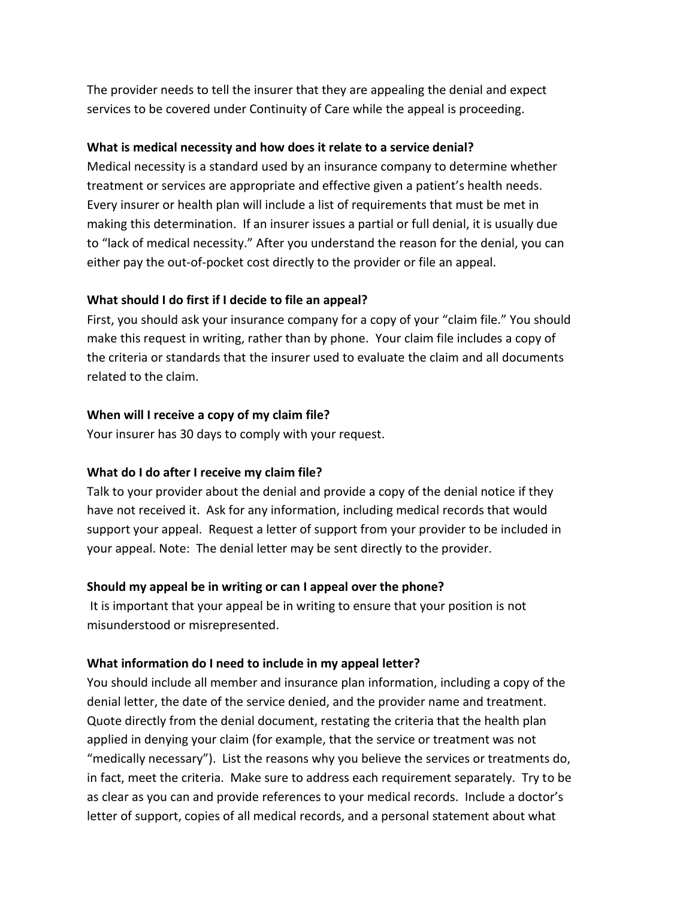The provider needs to tell the insurer that they are appealing the denial and expect services to be covered under Continuity of Care while the appeal is proceeding.

**What is medical necessity and how does it relate to a service denial?**

Medical necessity is a standard used by an insurance company to determine whether treatment or services are appropriate and effective given a patient's health needs. Every insurer or health plan will include a list of requirements that must be met in making this determination. If an insurer issues a partial or full denial, it is usually due to "lack of medical necessity." After you understand the reason for the denial, you can either pay the out-of-pocket cost directly to the provider or file an appeal.

**What should I do first if I decide to file an appeal?**

First, you should ask your insurance company for a copy of your "claim file." You should make this request in writing, rather than by phone. Your claim file includes a copy of the criteria or standards that the insurer used to evaluate the claim and all documents related to the claim.

**When will I receive a copy of my claim file?**

Your insurer has 30 days to comply with your request.

**What do I do after I receive my claim file?**

Talk to your provider about the denial and provide a copy of the denial notice if they have not received it. Ask for any information, including medical records that would support your appeal. Request a letter of support from your provider to be included in your appeal. Note: The denial letter may be sent directly to the provider.

**Should my appeal be in writing or can I appeal over the phone?**

It is important that your appeal be in writing to ensure that your position is not misunderstood or misrepresented.

**What information do I need to include in my appeal letter?**

You should include all member and insurance plan information, including a copy of the denial letter, the date of the service denied, and the provider name and treatment. Quote directly from the denial document, restating the criteria that the health plan applied in denying your claim (for example, that the service or treatment was not "medically necessary"). List the reasons why you believe the services or treatments do, in fact, meet the criteria. Make sure to address each requirement separately. Try to be as clear as you can and provide references to your medical records. Include a doctor's letter of support, copies of all medical records, and a personal statement about what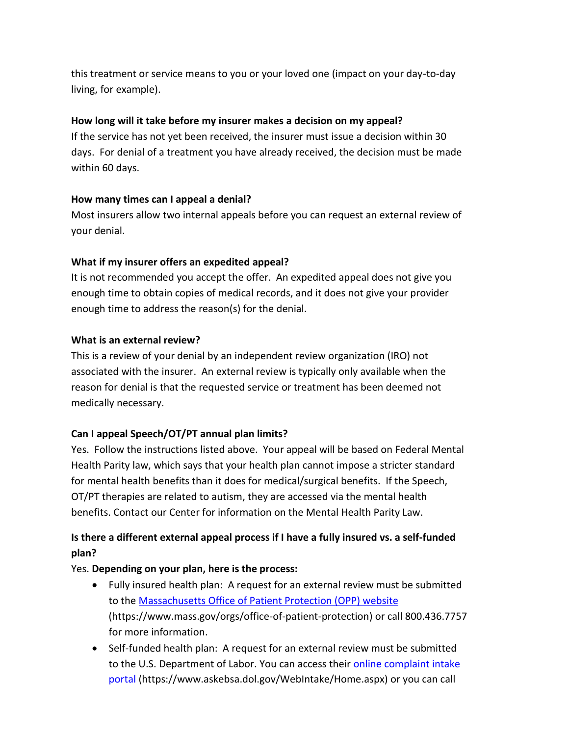this treatment or service means to you or your loved one (impact on your day-to-day living, for example).

**How long will it take before my insurer makes a decision on my appeal?**
If the service has not yet been received, the insurer must issue a decision within 30 days. For denial of a treatment you have already received, the decision must be made within 60 days.

**How many times can I appeal a denial?**
Most insurers allow two internal appeals before you can request an external review of your denial.

**What if my insurer offers an expedited appeal?**
It is not recommended you accept the offer. An expedited appeal does not give you enough time to obtain copies of medical records, and it does not give your provider enough time to address the reason(s) for the denial.

**What is an external review?**
This is a review of your denial by an independent review organization (IRO) not associated with the insurer. An external review is typically only available when the reason for denial is that the requested service or treatment has been deemed not medically necessary.

**Can I appeal Speech/OT/PT annual plan limits?**
Yes. Follow the instructions listed above. Your appeal will be based on Federal Mental Health Parity law, which says that your health plan cannot impose a stricter standard for mental health benefits than it does for medical/surgical benefits. If the Speech, OT/PT therapies are related to autism, they are accessed via the mental health benefits. Contact our Center for information on the Mental Health Parity Law.

**Is there a different external appeal process if I have a fully insured vs. a self-funded plan?**

Yes. **Depending on your plan, here is the process:**

- Fully insured health plan: A request for an external review must be submitted to the [Massachusetts Office of Patient Protection (OPP) website](https://www.mass.gov/orgs/office-of-patient-protection) (https://www.mass.gov/orgs/office-of-patient-protection) or call 800.436.7757 for more information.
- Self-funded health plan: A request for an external review must be submitted to the U.S. Department of Labor. You can access their [online complaint intake portal](https://www.askebsa.dol.gov/WebIntake/Home.aspx) (https://www.askebsa.dol.gov/WebIntake/Home.aspx) or you can call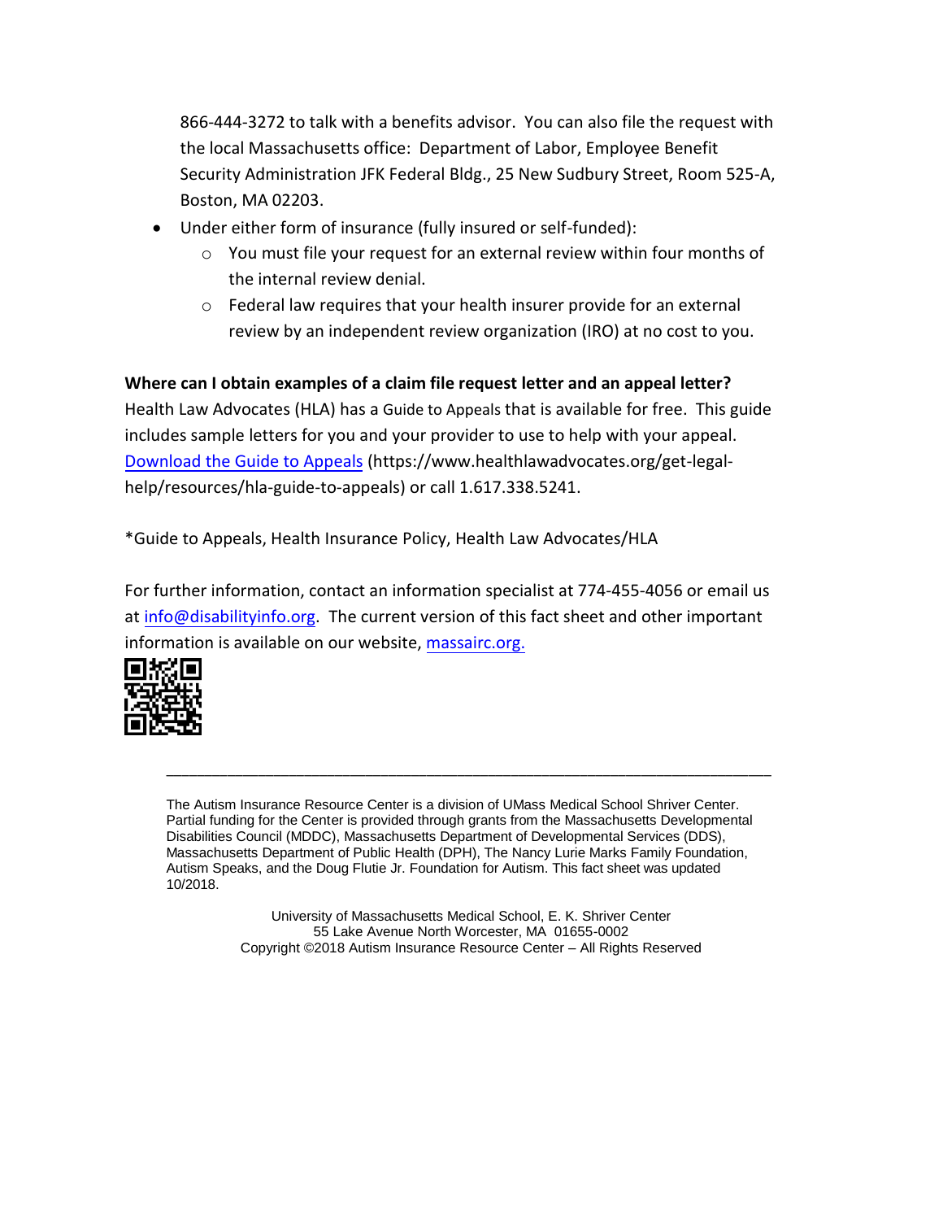866-444-3272 to talk with a benefits advisor. You can also file the request with the local Massachusetts office: Department of Labor, Employee Benefit Security Administration JFK Federal Bldg., 25 New Sudbury Street, Room 525-A, Boston, MA 02203.

- Under either form of insurance (fully insured or self-funded):
  - You must file your request for an external review within four months of the internal review denial.
  - Federal law requires that your health insurer provide for an external review by an independent review organization (IRO) at no cost to you.

**Where can I obtain examples of a claim file request letter and an appeal letter?**

Health Law Advocates (HLA) has a Guide to Appeals that is available for free. This guide includes sample letters for you and your provider to use to help with your appeal. [Download the Guide to Appeals](https://www.healthlawadvocates.org/get-legal-help/resources/hla-guide-to-appeals) (https://www.healthlawadvocates.org/get-legal-help/resources/hla-guide-to-appeals) or call 1.617.338.5241.

*Guide to Appeals, Health Insurance Policy, Health Law Advocates/HLA

For further information, contact an information specialist at 774-455-4056 or email us at info@disabilityinfo.org. The current version of this fact sheet and other important information is available on our website, massairc.org.

---

The Autism Insurance Resource Center is a division of UMass Medical School Shriver Center. Partial funding for the Center is provided through grants from the Massachusetts Developmental Disabilities Council (MDDC), Massachusetts Department of Developmental Services (DDS), Massachusetts Department of Public Health (DPH), The Nancy Lurie Marks Family Foundation, Autism Speaks, and the Doug Flutie Jr. Foundation for Autism. This fact sheet was updated 10/2018.

University of Massachusetts Medical School, E. K. Shriver Center
55 Lake Avenue North Worcester, MA 01655-0002
Copyright ©2018 Autism Insurance Resource Center – All Rights Reserved